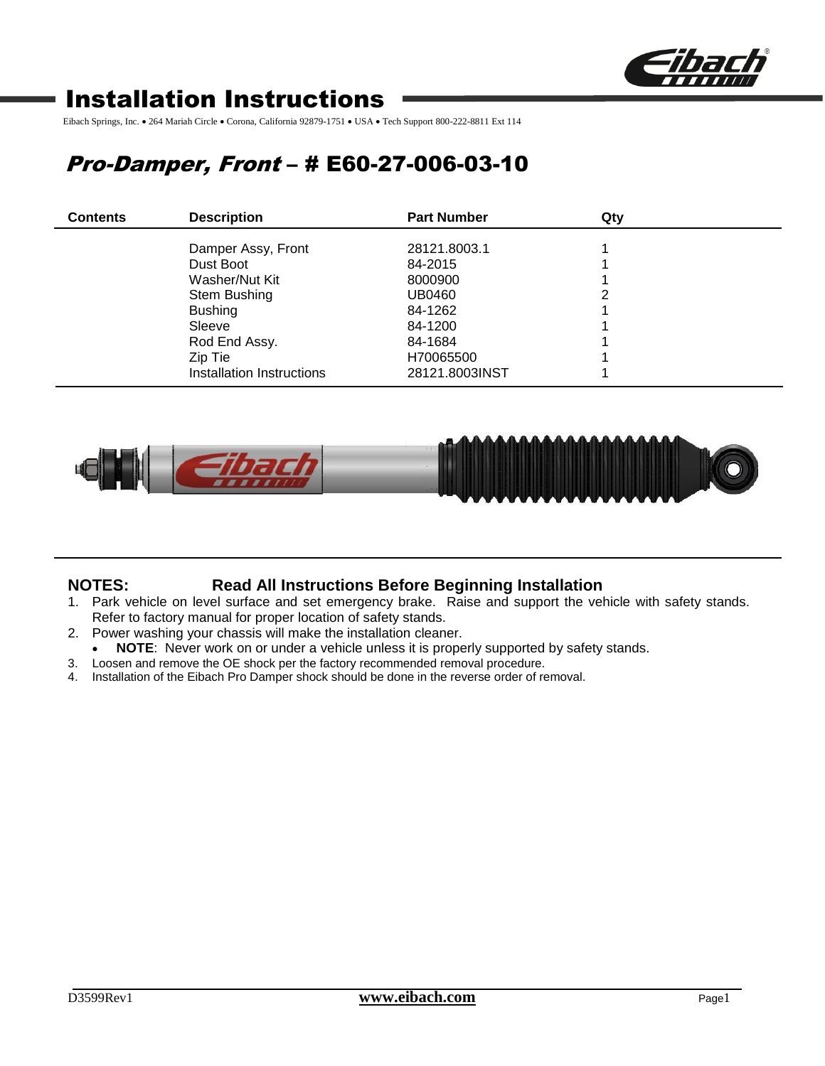# Installation Instructions

Eibach Springs, Inc. • 264 Mariah Circle • Corona, California 92879-1751 • USA • Tech Support 800-222-8811 Ext 114

## *Pro-Damper, Front* – # E60-27-006-03-10

| Contents | Description | Part Number | Qty |
|---|---|---|---|
| | Damper Assy, Front | 28121.8003.1 | 1 |
| | Dust Boot | 84-2015 | 1 |
| | Washer/Nut Kit | 8000900 | 1 |
| | Stem Bushing | UB0460 | 2 |
| | Bushing | 84-1262 | 1 |
| | Sleeve | 84-1200 | 1 |
| | Rod End Assy. | 84-1684 | 1 |
| | Zip Tie | H70065500 | 1 |
| | Installation Instructions | 28121.8003INST | 1 |

**NOTES: Read All Instructions Before Beginning Installation**

1. Park vehicle on level surface and set emergency brake. Raise and support the vehicle with safety stands. Refer to factory manual for proper location of safety stands.
2. Power washing your chassis will make the installation cleaner.
   - **NOTE**: Never work on or under a vehicle unless it is properly supported by safety stands.
3. Loosen and remove the OE shock per the factory recommended removal procedure.
4. Installation of the Eibach Pro Damper shock should be done in the reverse order of removal.

D3599Rev1 www.eibach.com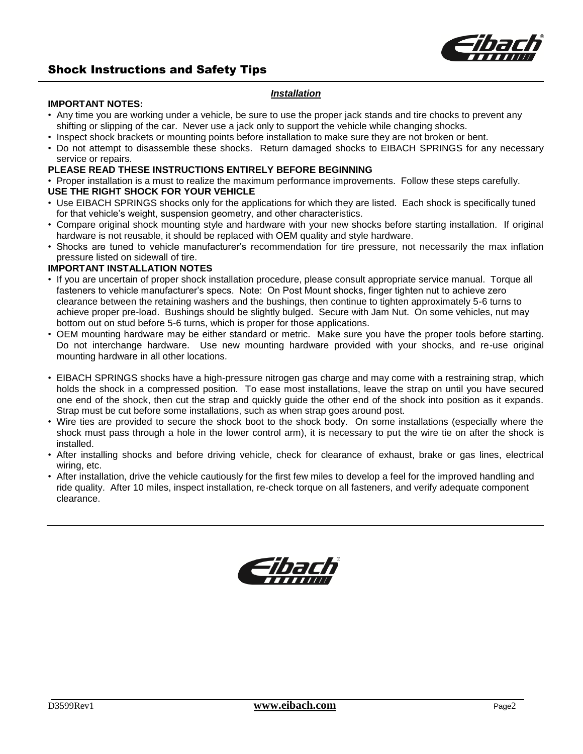# Shock Instructions and Safety Tips

***Installation***

**IMPORTANT NOTES:**

- Any time you are working under a vehicle, be sure to use the proper jack stands and tire chocks to prevent any shifting or slipping of the car. Never use a jack only to support the vehicle while changing shocks.
- Inspect shock brackets or mounting points before installation to make sure they are not broken or bent.
- Do not attempt to disassemble these shocks. Return damaged shocks to EIBACH SPRINGS for any necessary service or repairs.

**PLEASE READ THESE INSTRUCTIONS ENTIRELY BEFORE BEGINNING**

- Proper installation is a must to realize the maximum performance improvements. Follow these steps carefully.

**USE THE RIGHT SHOCK FOR YOUR VEHICLE**

- Use EIBACH SPRINGS shocks only for the applications for which they are listed. Each shock is specifically tuned for that vehicle's weight, suspension geometry, and other characteristics.
- Compare original shock mounting style and hardware with your new shocks before starting installation. If original hardware is not reusable, it should be replaced with OEM quality and style hardware.
- Shocks are tuned to vehicle manufacturer's recommendation for tire pressure, not necessarily the max inflation pressure listed on sidewall of tire.

**IMPORTANT INSTALLATION NOTES**

- If you are uncertain of proper shock installation procedure, please consult appropriate service manual. Torque all fasteners to vehicle manufacturer's specs. Note: On Post Mount shocks, finger tighten nut to achieve zero clearance between the retaining washers and the bushings, then continue to tighten approximately 5-6 turns to achieve proper pre-load. Bushings should be slightly bulged. Secure with Jam Nut. On some vehicles, nut may bottom out on stud before 5-6 turns, which is proper for those applications.
- OEM mounting hardware may be either standard or metric. Make sure you have the proper tools before starting. Do not interchange hardware. Use new mounting hardware provided with your shocks, and re-use original mounting hardware in all other locations.
- EIBACH SPRINGS shocks have a high-pressure nitrogen gas charge and may come with a restraining strap, which holds the shock in a compressed position. To ease most installations, leave the strap on until you have secured one end of the shock, then cut the strap and quickly guide the other end of the shock into position as it expands. Strap must be cut before some installations, such as when strap goes around post.
- Wire ties are provided to secure the shock boot to the shock body. On some installations (especially where the shock must pass through a hole in the lower control arm), it is necessary to put the wire tie on after the shock is installed.
- After installing shocks and before driving vehicle, check for clearance of exhaust, brake or gas lines, electrical wiring, etc.
- After installation, drive the vehicle cautiously for the first few miles to develop a feel for the improved handling and ride quality. After 10 miles, inspect installation, re-check torque on all fasteners, and verify adequate component clearance.